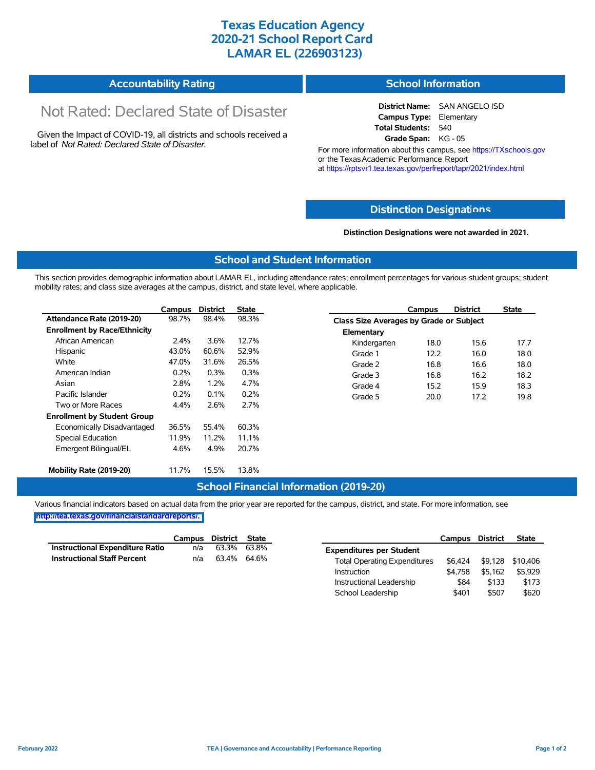# Texas Education Agency
# 2020-21 School Report Card
# LAMAR EL (226903123)

## Accountability Rating

Not Rated: Declared State of Disaster

Given the Impact of COVID-19, all districts and schools received a label of *Not Rated: Declared State of Disaster*.

## School Information

**District Name:** SAN ANGELO ISD
**Campus Type:** Elementary
**Total Students:** 540
**Grade Span:** KG - 05

For more information about this campus, see https://TXschools.gov or the Texas Academic Performance Report at https://rptsvr1.tea.texas.gov/perfreport/tapr/2021/index.html

## Distinction Designations

**Distinction Designations were not awarded in 2021.**

## School and Student Information

This section provides demographic information about LAMAR EL, including attendance rates; enrollment percentages for various student groups; student mobility rates; and class size averages at the campus, district, and state level, where applicable.

| | Campus | District | State |
|---|---|---|---|
| **Attendance Rate (2019-20)** | 98.7% | 98.4% | 98.3% |
| **Enrollment by Race/Ethnicity** | | | |
| African American | 2.4% | 3.6% | 12.7% |
| Hispanic | 43.0% | 60.6% | 52.9% |
| White | 47.0% | 31.6% | 26.5% |
| American Indian | 0.2% | 0.3% | 0.3% |
| Asian | 2.8% | 1.2% | 4.7% |
| Pacific Islander | 0.2% | 0.1% | 0.2% |
| Two or More Races | 4.4% | 2.6% | 2.7% |
| **Enrollment by Student Group** | | | |
| Economically Disadvantaged | 36.5% | 55.4% | 60.3% |
| Special Education | 11.9% | 11.2% | 11.1% |
| Emergent Bilingual/EL | 4.6% | 4.9% | 20.7% |
| **Mobility Rate (2019-20)** | 11.7% | 15.5% | 13.8% |

| | Campus | District | State |
|---|---|---|---|
| **Class Size Averages by Grade or Subject** | | | |
| **Elementary** | | | |
| Kindergarten | 18.0 | 15.6 | 17.7 |
| Grade 1 | 12.2 | 16.0 | 18.0 |
| Grade 2 | 16.8 | 16.6 | 18.0 |
| Grade 3 | 16.8 | 16.2 | 18.2 |
| Grade 4 | 15.2 | 15.9 | 18.3 |
| Grade 5 | 20.0 | 17.2 | 19.8 |

## School Financial Information (2019-20)

Various financial indicators based on actual data from the prior year are reported for the campus, district, and state. For more information, see http://tea.texas.gov/financialstandardreports/.

| | Campus | District | State |
|---|---|---|---|
| **Instructional Expenditure Ratio** | n/a | 63.3% | 63.8% |
| **Instructional Staff Percent** | n/a | 63.4% | 64.6% |

| | Campus | District | State |
|---|---|---|---|
| **Expenditures per Student** | | | |
| Total Operating Expenditures | $6,424 | $9,128 | $10,406 |
| Instruction | $4,758 | $5,162 | $5,929 |
| Instructional Leadership | $84 | $133 | $173 |
| School Leadership | $401 | $507 | $620 |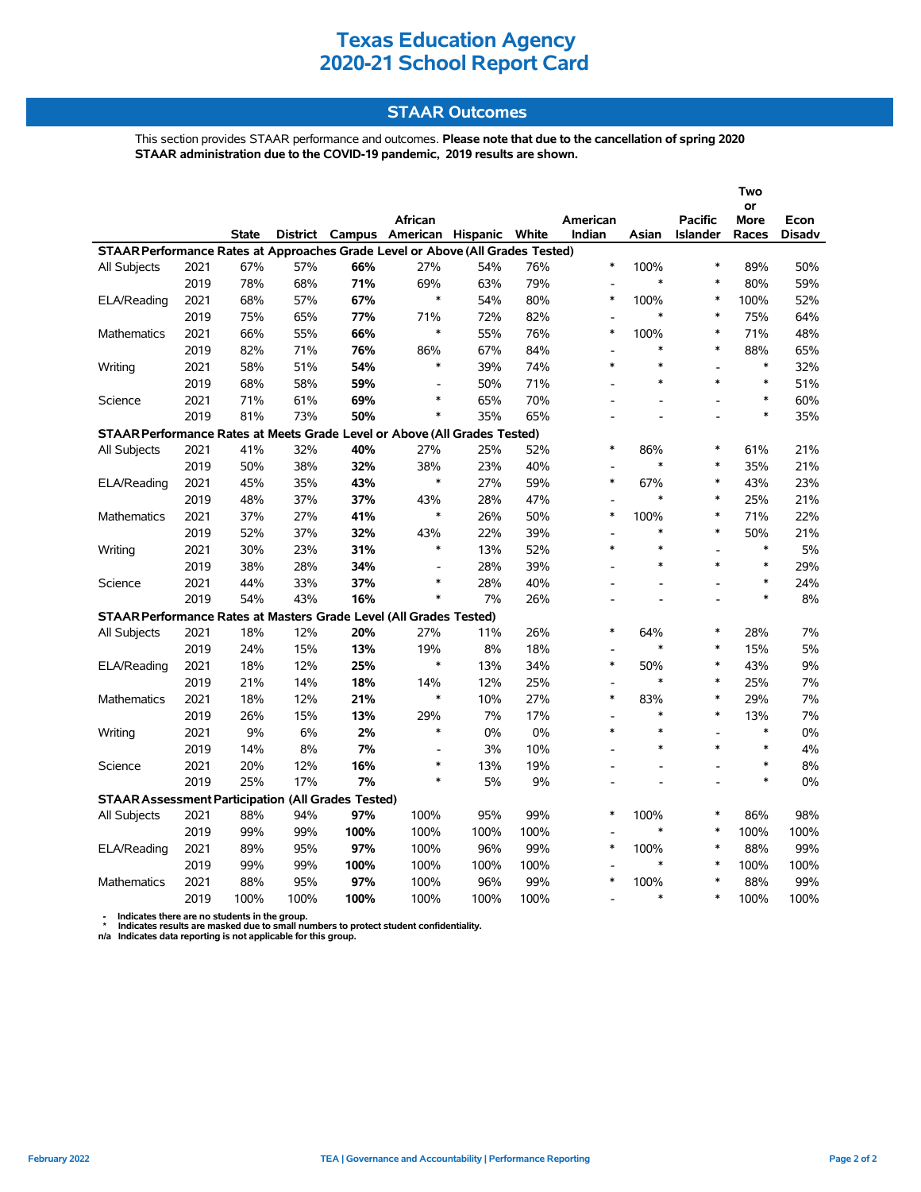# Texas Education Agency
# 2020-21 School Report Card

## STAAR Outcomes

This section provides STAAR performance and outcomes. **Please note that due to the cancellation of spring 2020 STAAR administration due to the COVID-19 pandemic, 2019 results are shown.**

| | | State | District | Campus | African American | Hispanic | White | American Indian | Asian | Pacific Islander | Two or More Races | Econ Disadv |
|---|---|---|---|---|---|---|---|---|---|---|---|---|
| **STAAR Performance Rates at Approaches Grade Level or Above (All Grades Tested)** | | | | | | | | | | | | |
| All Subjects | 2021 | 67% | 57% | **66%** | 27% | 54% | 76% | * | 100% | * | 89% | 50% |
| | 2019 | 78% | 68% | **71%** | 69% | 63% | 79% | - | * | * | 80% | 59% |
| ELA/Reading | 2021 | 68% | 57% | **67%** | * | 54% | 80% | * | 100% | * | 100% | 52% |
| | 2019 | 75% | 65% | **77%** | 71% | 72% | 82% | - | * | * | 75% | 64% |
| Mathematics | 2021 | 66% | 55% | **66%** | * | 55% | 76% | * | 100% | * | 71% | 48% |
| | 2019 | 82% | 71% | **76%** | 86% | 67% | 84% | - | * | * | 88% | 65% |
| Writing | 2021 | 58% | 51% | **54%** | * | 39% | 74% | * | * | - | * | 32% |
| | 2019 | 68% | 58% | **59%** | - | 50% | 71% | - | * | * | * | 51% |
| Science | 2021 | 71% | 61% | **69%** | * | 65% | 70% | - | - | - | * | 60% |
| | 2019 | 81% | 73% | **50%** | * | 35% | 65% | - | - | - | * | 35% |
| **STAAR Performance Rates at Meets Grade Level or Above (All Grades Tested)** | | | | | | | | | | | | |
| All Subjects | 2021 | 41% | 32% | **40%** | 27% | 25% | 52% | * | 86% | * | 61% | 21% |
| | 2019 | 50% | 38% | **32%** | 38% | 23% | 40% | - | * | * | 35% | 21% |
| ELA/Reading | 2021 | 45% | 35% | **43%** | * | 27% | 59% | * | 67% | * | 43% | 23% |
| | 2019 | 48% | 37% | **37%** | 43% | 28% | 47% | - | * | * | 25% | 21% |
| Mathematics | 2021 | 37% | 27% | **41%** | * | 26% | 50% | * | 100% | * | 71% | 22% |
| | 2019 | 52% | 37% | **32%** | 43% | 22% | 39% | - | * | * | 50% | 21% |
| Writing | 2021 | 30% | 23% | **31%** | * | 13% | 52% | * | * | - | * | 5% |
| | 2019 | 38% | 28% | **34%** | - | 28% | 39% | - | * | * | * | 29% |
| Science | 2021 | 44% | 33% | **37%** | * | 28% | 40% | - | - | - | * | 24% |
| | 2019 | 54% | 43% | **16%** | * | 7% | 26% | - | - | - | * | 8% |
| **STAAR Performance Rates at Masters Grade Level (All Grades Tested)** | | | | | | | | | | | | |
| All Subjects | 2021 | 18% | 12% | **20%** | 27% | 11% | 26% | * | 64% | * | 28% | 7% |
| | 2019 | 24% | 15% | **13%** | 19% | 8% | 18% | - | * | * | 15% | 5% |
| ELA/Reading | 2021 | 18% | 12% | **25%** | * | 13% | 34% | * | 50% | * | 43% | 9% |
| | 2019 | 21% | 14% | **18%** | 14% | 12% | 25% | - | * | * | 25% | 7% |
| Mathematics | 2021 | 18% | 12% | **21%** | * | 10% | 27% | * | 83% | * | 29% | 7% |
| | 2019 | 26% | 15% | **13%** | 29% | 7% | 17% | - | * | * | 13% | 7% |
| Writing | 2021 | 9% | 6% | **2%** | * | 0% | 0% | * | * | - | * | 0% |
| | 2019 | 14% | 8% | **7%** | - | 3% | 10% | - | * | * | * | 4% |
| Science | 2021 | 20% | 12% | **16%** | * | 13% | 19% | - | - | - | * | 8% |
| | 2019 | 25% | 17% | **7%** | * | 5% | 9% | - | - | - | * | 0% |
| **STAAR Assessment Participation (All Grades Tested)** | | | | | | | | | | | | |
| All Subjects | 2021 | 88% | 94% | **97%** | 100% | 95% | 99% | * | 100% | * | 86% | 98% |
| | 2019 | 99% | 99% | **100%** | 100% | 100% | 100% | - | * | * | 100% | 100% |
| ELA/Reading | 2021 | 89% | 95% | **97%** | 100% | 96% | 99% | * | 100% | * | 88% | 99% |
| | 2019 | 99% | 99% | **100%** | 100% | 100% | 100% | - | * | * | 100% | 100% |
| Mathematics | 2021 | 88% | 95% | **97%** | 100% | 96% | 99% | * | 100% | * | 88% | 99% |
| | 2019 | 100% | 100% | **100%** | 100% | 100% | 100% | - | * | * | 100% | 100% |

- Indicates there are no students in the group.
\* Indicates results are masked due to small numbers to protect student confidentiality.
n/a Indicates data reporting is not applicable for this group.